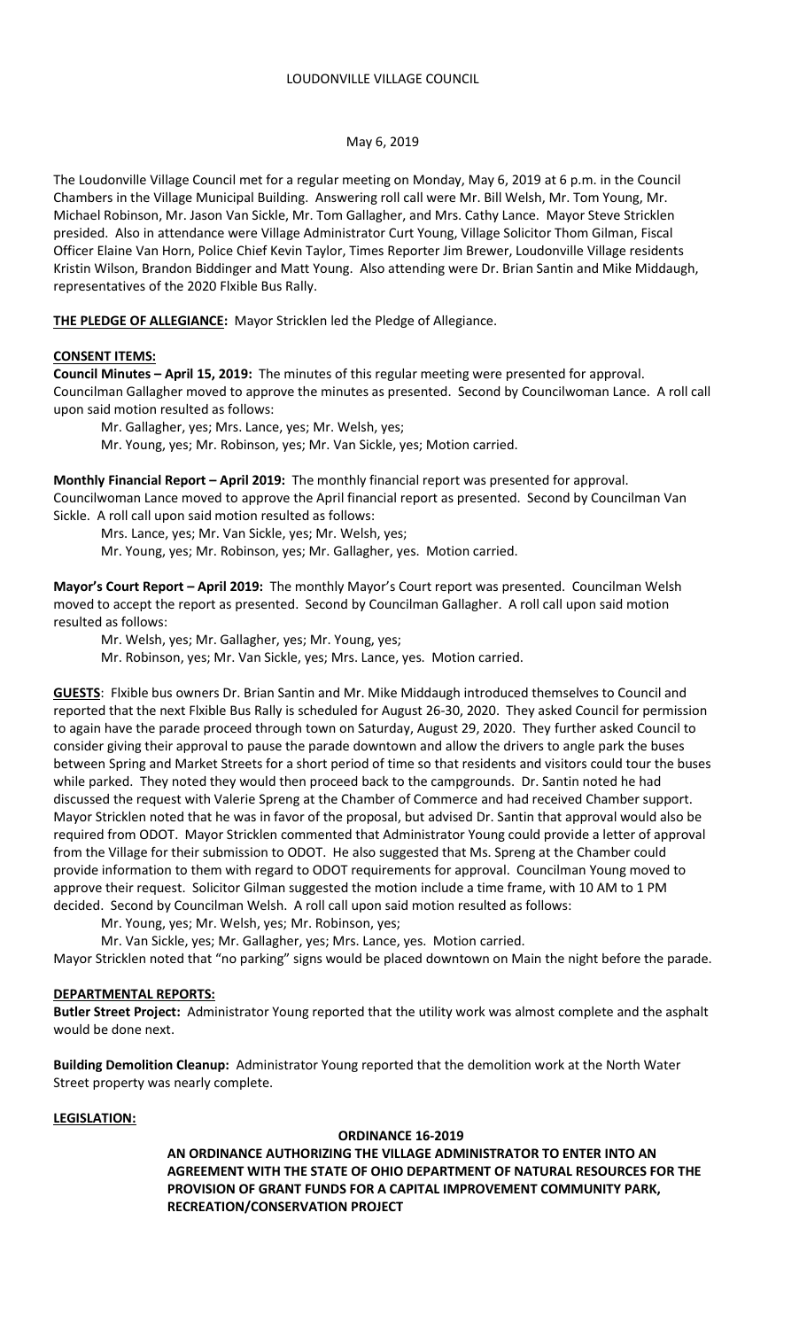LOUDONVILLE VILLAGE COUNCIL

May 6, 2019

The Loudonville Village Council met for a regular meeting on Monday, May 6, 2019 at 6 p.m. in the Council Chambers in the Village Municipal Building. Answering roll call were Mr. Bill Welsh, Mr. Tom Young, Mr. Michael Robinson, Mr. Jason Van Sickle, Mr. Tom Gallagher, and Mrs. Cathy Lance. Mayor Steve Stricklen presided. Also in attendance were Village Administrator Curt Young, Village Solicitor Thom Gilman, Fiscal Officer Elaine Van Horn, Police Chief Kevin Taylor, Times Reporter Jim Brewer, Loudonville Village residents Kristin Wilson, Brandon Biddinger and Matt Young. Also attending were Dr. Brian Santin and Mike Middaugh, representatives of the 2020 Flxible Bus Rally.

**THE PLEDGE OF ALLEGIANCE:** Mayor Stricklen led the Pledge of Allegiance.

**CONSENT ITEMS:**

**Council Minutes – April 15, 2019:** The minutes of this regular meeting were presented for approval. Councilman Gallagher moved to approve the minutes as presented. Second by Councilwoman Lance. A roll call upon said motion resulted as follows:

Mr. Gallagher, yes; Mrs. Lance, yes; Mr. Welsh, yes;
Mr. Young, yes; Mr. Robinson, yes; Mr. Van Sickle, yes; Motion carried.

**Monthly Financial Report – April 2019:** The monthly financial report was presented for approval. Councilwoman Lance moved to approve the April financial report as presented. Second by Councilman Van Sickle. A roll call upon said motion resulted as follows:

Mrs. Lance, yes; Mr. Van Sickle, yes; Mr. Welsh, yes;
Mr. Young, yes; Mr. Robinson, yes; Mr. Gallagher, yes. Motion carried.

**Mayor's Court Report – April 2019:** The monthly Mayor's Court report was presented. Councilman Welsh moved to accept the report as presented. Second by Councilman Gallagher. A roll call upon said motion resulted as follows:

Mr. Welsh, yes; Mr. Gallagher, yes; Mr. Young, yes;
Mr. Robinson, yes; Mr. Van Sickle, yes; Mrs. Lance, yes. Motion carried.

**GUESTS**: Flxible bus owners Dr. Brian Santin and Mr. Mike Middaugh introduced themselves to Council and reported that the next Flxible Bus Rally is scheduled for August 26-30, 2020. They asked Council for permission to again have the parade proceed through town on Saturday, August 29, 2020. They further asked Council to consider giving their approval to pause the parade downtown and allow the drivers to angle park the buses between Spring and Market Streets for a short period of time so that residents and visitors could tour the buses while parked. They noted they would then proceed back to the campgrounds. Dr. Santin noted he had discussed the request with Valerie Spreng at the Chamber of Commerce and had received Chamber support. Mayor Stricklen noted that he was in favor of the proposal, but advised Dr. Santin that approval would also be required from ODOT. Mayor Stricklen commented that Administrator Young could provide a letter of approval from the Village for their submission to ODOT. He also suggested that Ms. Spreng at the Chamber could provide information to them with regard to ODOT requirements for approval. Councilman Young moved to approve their request. Solicitor Gilman suggested the motion include a time frame, with 10 AM to 1 PM decided. Second by Councilman Welsh. A roll call upon said motion resulted as follows:

Mr. Young, yes; Mr. Welsh, yes; Mr. Robinson, yes;
Mr. Van Sickle, yes; Mr. Gallagher, yes; Mrs. Lance, yes. Motion carried.

Mayor Stricklen noted that "no parking" signs would be placed downtown on Main the night before the parade.

**DEPARTMENTAL REPORTS:**

**Butler Street Project:** Administrator Young reported that the utility work was almost complete and the asphalt would be done next.

**Building Demolition Cleanup:** Administrator Young reported that the demolition work at the North Water Street property was nearly complete.

**LEGISLATION:**

**ORDINANCE 16-2019**

**AN ORDINANCE AUTHORIZING THE VILLAGE ADMINISTRATOR TO ENTER INTO AN AGREEMENT WITH THE STATE OF OHIO DEPARTMENT OF NATURAL RESOURCES FOR THE PROVISION OF GRANT FUNDS FOR A CAPITAL IMPROVEMENT COMMUNITY PARK, RECREATION/CONSERVATION PROJECT**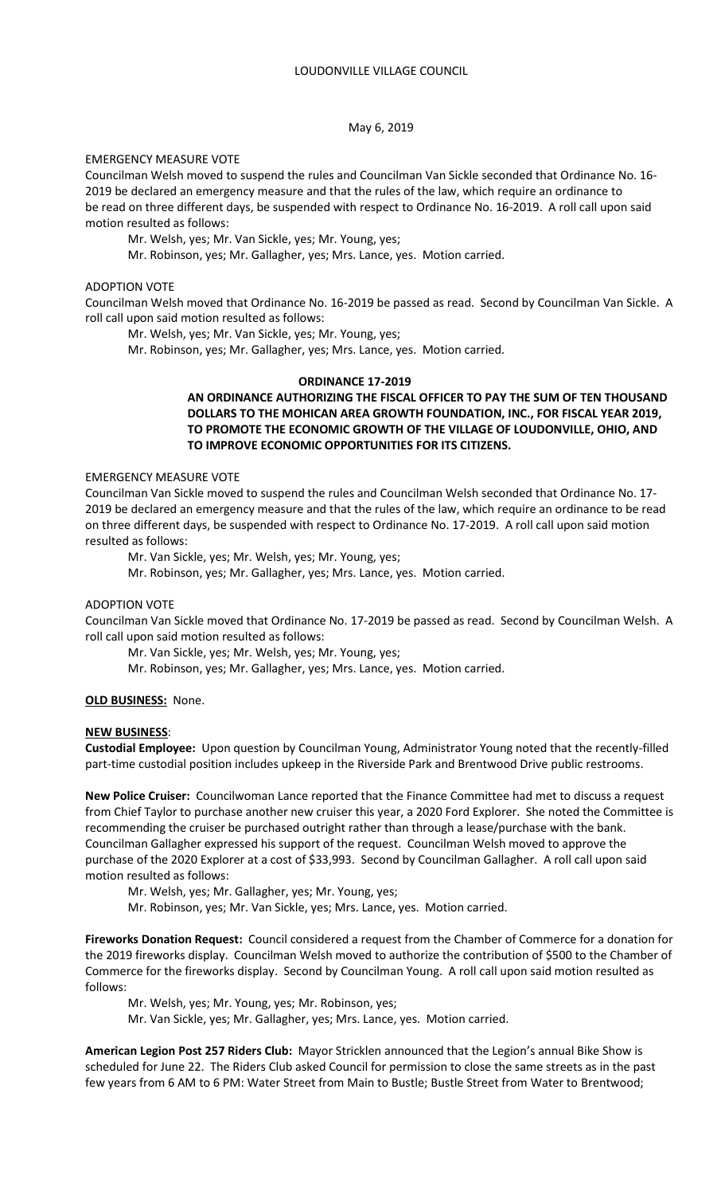EMERGENCY MEASURE VOTE

Councilman Welsh moved to suspend the rules and Councilman Van Sickle seconded that Ordinance No. 16-2019 be declared an emergency measure and that the rules of the law, which require an ordinance to be read on three different days, be suspended with respect to Ordinance No. 16-2019. A roll call upon said motion resulted as follows:

Mr. Welsh, yes; Mr. Van Sickle, yes; Mr. Young, yes;
Mr. Robinson, yes; Mr. Gallagher, yes; Mrs. Lance, yes. Motion carried.

ADOPTION VOTE

Councilman Welsh moved that Ordinance No. 16-2019 be passed as read. Second by Councilman Van Sickle. A roll call upon said motion resulted as follows:

Mr. Welsh, yes; Mr. Van Sickle, yes; Mr. Young, yes;
Mr. Robinson, yes; Mr. Gallagher, yes; Mrs. Lance, yes. Motion carried.

**ORDINANCE 17-2019**

**AN ORDINANCE AUTHORIZING THE FISCAL OFFICER TO PAY THE SUM OF TEN THOUSAND DOLLARS TO THE MOHICAN AREA GROWTH FOUNDATION, INC., FOR FISCAL YEAR 2019, TO PROMOTE THE ECONOMIC GROWTH OF THE VILLAGE OF LOUDONVILLE, OHIO, AND TO IMPROVE ECONOMIC OPPORTUNITIES FOR ITS CITIZENS.**

EMERGENCY MEASURE VOTE

Councilman Van Sickle moved to suspend the rules and Councilman Welsh seconded that Ordinance No. 17-2019 be declared an emergency measure and that the rules of the law, which require an ordinance to be read on three different days, be suspended with respect to Ordinance No. 17-2019. A roll call upon said motion resulted as follows:

Mr. Van Sickle, yes; Mr. Welsh, yes; Mr. Young, yes;
Mr. Robinson, yes; Mr. Gallagher, yes; Mrs. Lance, yes. Motion carried.

ADOPTION VOTE

Councilman Van Sickle moved that Ordinance No. 17-2019 be passed as read. Second by Councilman Welsh. A roll call upon said motion resulted as follows:

Mr. Van Sickle, yes; Mr. Welsh, yes; Mr. Young, yes;
Mr. Robinson, yes; Mr. Gallagher, yes; Mrs. Lance, yes. Motion carried.

**OLD BUSINESS:** None.

**NEW BUSINESS**:

**Custodial Employee:** Upon question by Councilman Young, Administrator Young noted that the recently-filled part-time custodial position includes upkeep in the Riverside Park and Brentwood Drive public restrooms.

**New Police Cruiser:** Councilwoman Lance reported that the Finance Committee had met to discuss a request from Chief Taylor to purchase another new cruiser this year, a 2020 Ford Explorer. She noted the Committee is recommending the cruiser be purchased outright rather than through a lease/purchase with the bank. Councilman Gallagher expressed his support of the request. Councilman Welsh moved to approve the purchase of the 2020 Explorer at a cost of $33,993. Second by Councilman Gallagher. A roll call upon said motion resulted as follows:

Mr. Welsh, yes; Mr. Gallagher, yes; Mr. Young, yes;
Mr. Robinson, yes; Mr. Van Sickle, yes; Mrs. Lance, yes. Motion carried.

**Fireworks Donation Request:** Council considered a request from the Chamber of Commerce for a donation for the 2019 fireworks display. Councilman Welsh moved to authorize the contribution of $500 to the Chamber of Commerce for the fireworks display. Second by Councilman Young. A roll call upon said motion resulted as follows:

Mr. Welsh, yes; Mr. Young, yes; Mr. Robinson, yes;
Mr. Van Sickle, yes; Mr. Gallagher, yes; Mrs. Lance, yes. Motion carried.

**American Legion Post 257 Riders Club:** Mayor Stricklen announced that the Legion's annual Bike Show is scheduled for June 22. The Riders Club asked Council for permission to close the same streets as in the past few years from 6 AM to 6 PM: Water Street from Main to Bustle; Bustle Street from Water to Brentwood;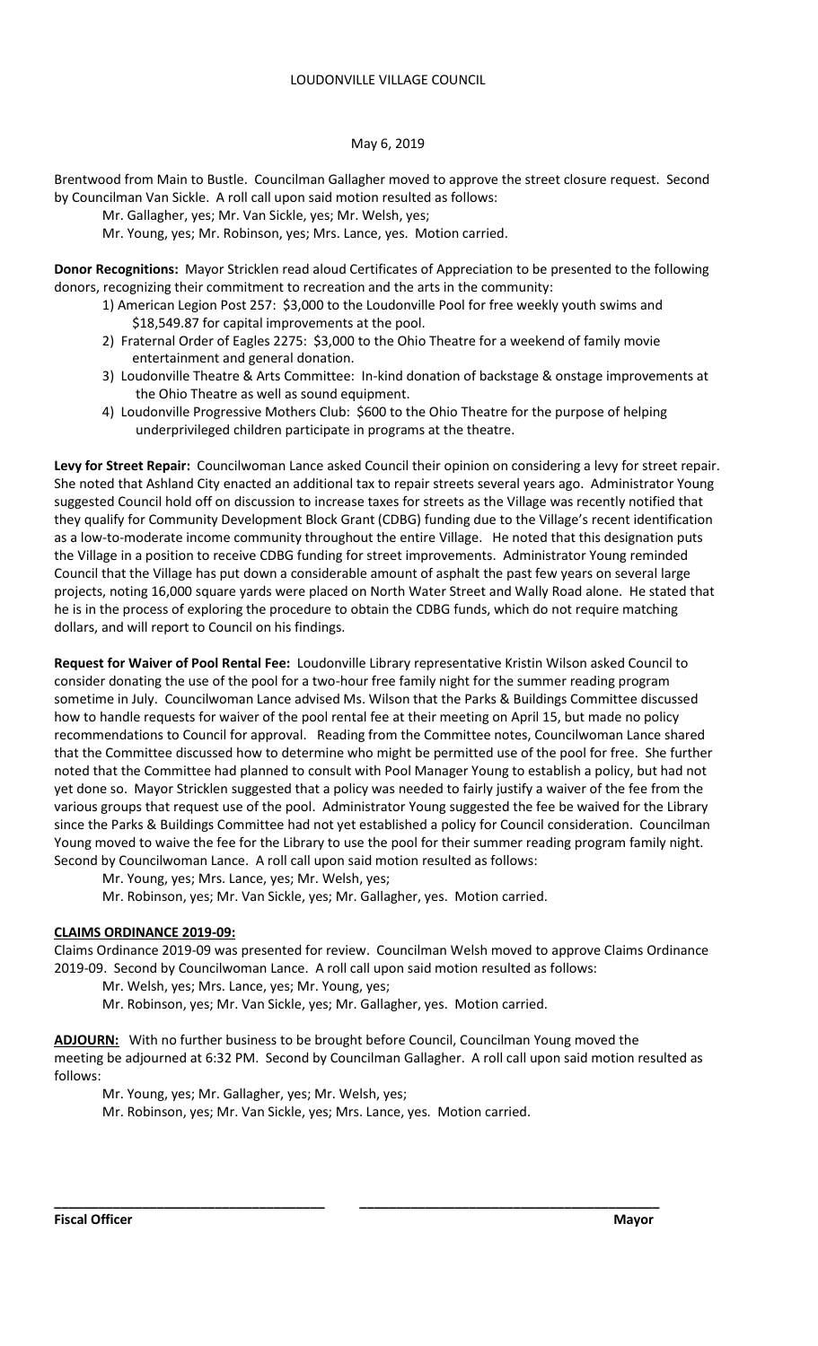LOUDONVILLE VILLAGE COUNCIL

May 6, 2019

Brentwood from Main to Bustle. Councilman Gallagher moved to approve the street closure request. Second by Councilman Van Sickle. A roll call upon said motion resulted as follows:

Mr. Gallagher, yes; Mr. Van Sickle, yes; Mr. Welsh, yes;
Mr. Young, yes; Mr. Robinson, yes; Mrs. Lance, yes. Motion carried.

**Donor Recognitions:** Mayor Stricklen read aloud Certificates of Appreciation to be presented to the following donors, recognizing their commitment to recreation and the arts in the community:

1) American Legion Post 257: $3,000 to the Loudonville Pool for free weekly youth swims and $18,549.87 for capital improvements at the pool.
2) Fraternal Order of Eagles 2275: $3,000 to the Ohio Theatre for a weekend of family movie entertainment and general donation.
3) Loudonville Theatre & Arts Committee: In-kind donation of backstage & onstage improvements at the Ohio Theatre as well as sound equipment.
4) Loudonville Progressive Mothers Club: $600 to the Ohio Theatre for the purpose of helping underprivileged children participate in programs at the theatre.

**Levy for Street Repair:** Councilwoman Lance asked Council their opinion on considering a levy for street repair. She noted that Ashland City enacted an additional tax to repair streets several years ago. Administrator Young suggested Council hold off on discussion to increase taxes for streets as the Village was recently notified that they qualify for Community Development Block Grant (CDBG) funding due to the Village's recent identification as a low-to-moderate income community throughout the entire Village. He noted that this designation puts the Village in a position to receive CDBG funding for street improvements. Administrator Young reminded Council that the Village has put down a considerable amount of asphalt the past few years on several large projects, noting 16,000 square yards were placed on North Water Street and Wally Road alone. He stated that he is in the process of exploring the procedure to obtain the CDBG funds, which do not require matching dollars, and will report to Council on his findings.

**Request for Waiver of Pool Rental Fee:** Loudonville Library representative Kristin Wilson asked Council to consider donating the use of the pool for a two-hour free family night for the summer reading program sometime in July. Councilwoman Lance advised Ms. Wilson that the Parks & Buildings Committee discussed how to handle requests for waiver of the pool rental fee at their meeting on April 15, but made no policy recommendations to Council for approval. Reading from the Committee notes, Councilwoman Lance shared that the Committee discussed how to determine who might be permitted use of the pool for free. She further noted that the Committee had planned to consult with Pool Manager Young to establish a policy, but had not yet done so. Mayor Stricklen suggested that a policy was needed to fairly justify a waiver of the fee from the various groups that request use of the pool. Administrator Young suggested the fee be waived for the Library since the Parks & Buildings Committee had not yet established a policy for Council consideration. Councilman Young moved to waive the fee for the Library to use the pool for their summer reading program family night. Second by Councilwoman Lance. A roll call upon said motion resulted as follows:

Mr. Young, yes; Mrs. Lance, yes; Mr. Welsh, yes;
Mr. Robinson, yes; Mr. Van Sickle, yes; Mr. Gallagher, yes. Motion carried.

**CLAIMS ORDINANCE 2019-09:**

Claims Ordinance 2019-09 was presented for review. Councilman Welsh moved to approve Claims Ordinance 2019-09. Second by Councilwoman Lance. A roll call upon said motion resulted as follows:

Mr. Welsh, yes; Mrs. Lance, yes; Mr. Young, yes;
Mr. Robinson, yes; Mr. Van Sickle, yes; Mr. Gallagher, yes. Motion carried.

**ADJOURN:** With no further business to be brought before Council, Councilman Young moved the meeting be adjourned at 6:32 PM. Second by Councilman Gallagher. A roll call upon said motion resulted as follows:

Mr. Young, yes; Mr. Gallagher, yes; Mr. Welsh, yes;
Mr. Robinson, yes; Mr. Van Sickle, yes; Mrs. Lance, yes. Motion carried.

_____________________________________ _____________________________________

**Fiscal Officer** **Mayor**